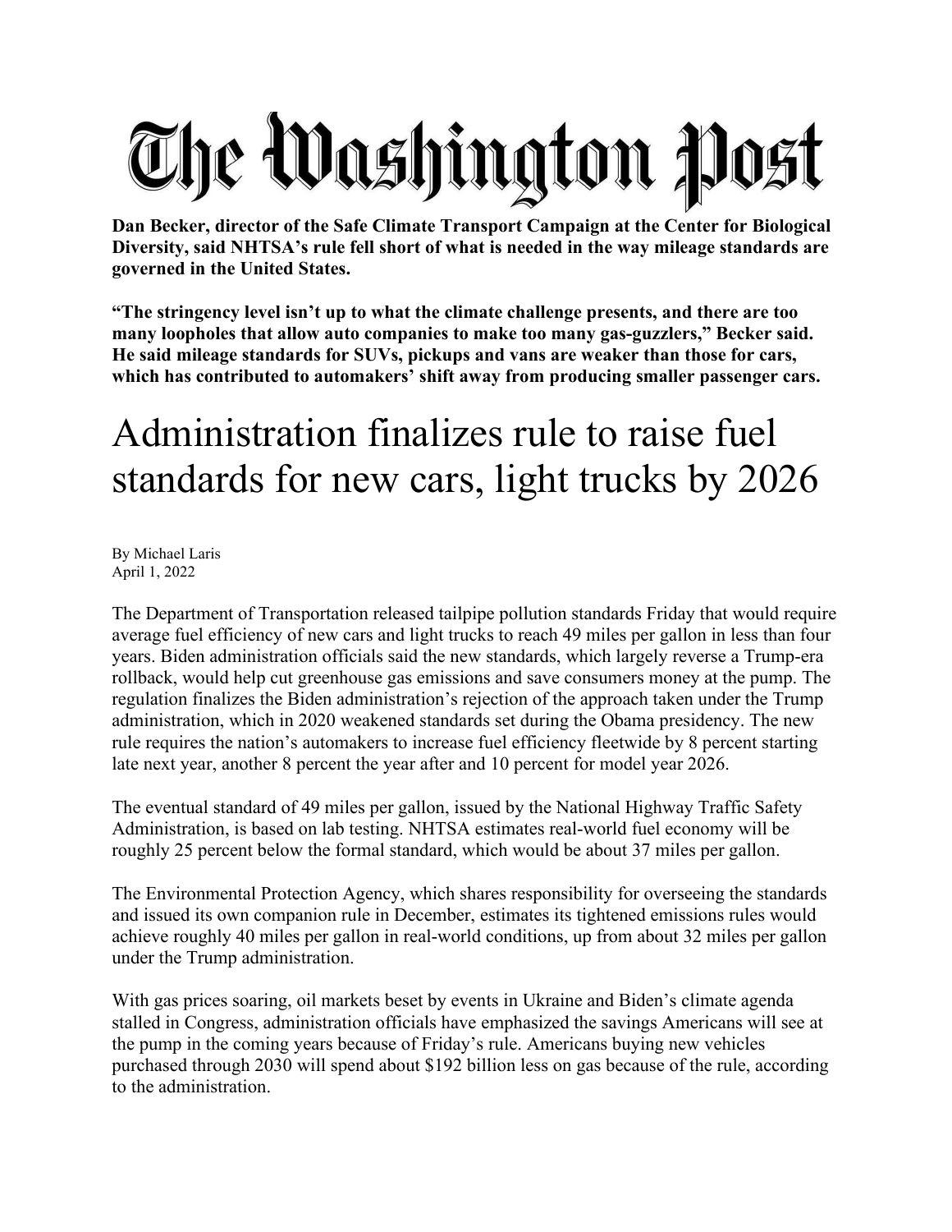# The Washington Post

**Dan Becker, director of the Safe Climate Transport Campaign at the Center for Biological Diversity, said NHTSA's rule fell short of what is needed in the way mileage standards are governed in the United States.**

**"The stringency level isn't up to what the climate challenge presents, and there are too many loopholes that allow auto companies to make too many gas-guzzlers," Becker said. He said mileage standards for SUVs, pickups and vans are weaker than those for cars, which has contributed to automakers' shift away from producing smaller passenger cars.**

## Administration finalizes rule to raise fuel standards for new cars, light trucks by 2026

By Michael Laris
April 1, 2022

The Department of Transportation released tailpipe pollution standards Friday that would require average fuel efficiency of new cars and light trucks to reach 49 miles per gallon in less than four years. Biden administration officials said the new standards, which largely reverse a Trump-era rollback, would help cut greenhouse gas emissions and save consumers money at the pump. The regulation finalizes the Biden administration's rejection of the approach taken under the Trump administration, which in 2020 weakened standards set during the Obama presidency. The new rule requires the nation's automakers to increase fuel efficiency fleetwide by 8 percent starting late next year, another 8 percent the year after and 10 percent for model year 2026.

The eventual standard of 49 miles per gallon, issued by the National Highway Traffic Safety Administration, is based on lab testing. NHTSA estimates real-world fuel economy will be roughly 25 percent below the formal standard, which would be about 37 miles per gallon.

The Environmental Protection Agency, which shares responsibility for overseeing the standards and issued its own companion rule in December, estimates its tightened emissions rules would achieve roughly 40 miles per gallon in real-world conditions, up from about 32 miles per gallon under the Trump administration.

With gas prices soaring, oil markets beset by events in Ukraine and Biden's climate agenda stalled in Congress, administration officials have emphasized the savings Americans will see at the pump in the coming years because of Friday's rule. Americans buying new vehicles purchased through 2030 will spend about $192 billion less on gas because of the rule, according to the administration.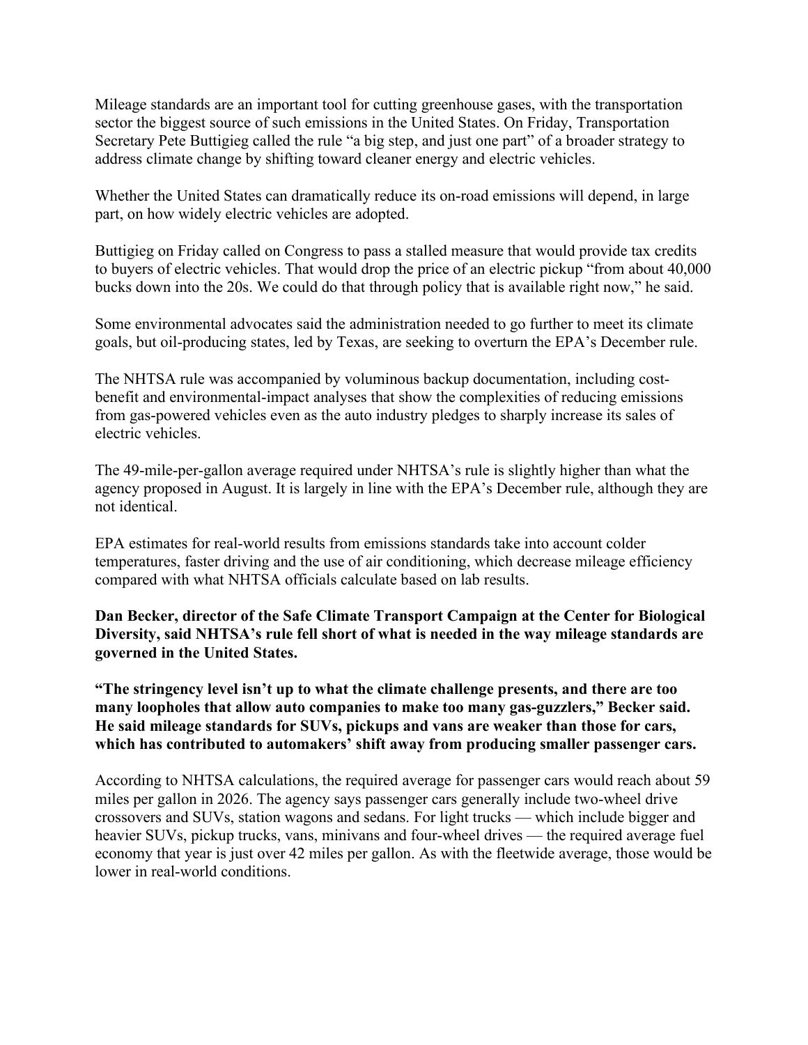Mileage standards are an important tool for cutting greenhouse gases, with the transportation sector the biggest source of such emissions in the United States. On Friday, Transportation Secretary Pete Buttigieg called the rule "a big step, and just one part" of a broader strategy to address climate change by shifting toward cleaner energy and electric vehicles.

Whether the United States can dramatically reduce its on-road emissions will depend, in large part, on how widely electric vehicles are adopted.

Buttigieg on Friday called on Congress to pass a stalled measure that would provide tax credits to buyers of electric vehicles. That would drop the price of an electric pickup "from about 40,000 bucks down into the 20s. We could do that through policy that is available right now," he said.

Some environmental advocates said the administration needed to go further to meet its climate goals, but oil-producing states, led by Texas, are seeking to overturn the EPA's December rule.

The NHTSA rule was accompanied by voluminous backup documentation, including cost-benefit and environmental-impact analyses that show the complexities of reducing emissions from gas-powered vehicles even as the auto industry pledges to sharply increase its sales of electric vehicles.

The 49-mile-per-gallon average required under NHTSA's rule is slightly higher than what the agency proposed in August. It is largely in line with the EPA's December rule, although they are not identical.

EPA estimates for real-world results from emissions standards take into account colder temperatures, faster driving and the use of air conditioning, which decrease mileage efficiency compared with what NHTSA officials calculate based on lab results.

**Dan Becker, director of the Safe Climate Transport Campaign at the Center for Biological Diversity, said NHTSA's rule fell short of what is needed in the way mileage standards are governed in the United States.**

**"The stringency level isn't up to what the climate challenge presents, and there are too many loopholes that allow auto companies to make too many gas-guzzlers," Becker said. He said mileage standards for SUVs, pickups and vans are weaker than those for cars, which has contributed to automakers' shift away from producing smaller passenger cars.**

According to NHTSA calculations, the required average for passenger cars would reach about 59 miles per gallon in 2026. The agency says passenger cars generally include two-wheel drive crossovers and SUVs, station wagons and sedans. For light trucks — which include bigger and heavier SUVs, pickup trucks, vans, minivans and four-wheel drives — the required average fuel economy that year is just over 42 miles per gallon. As with the fleetwide average, those would be lower in real-world conditions.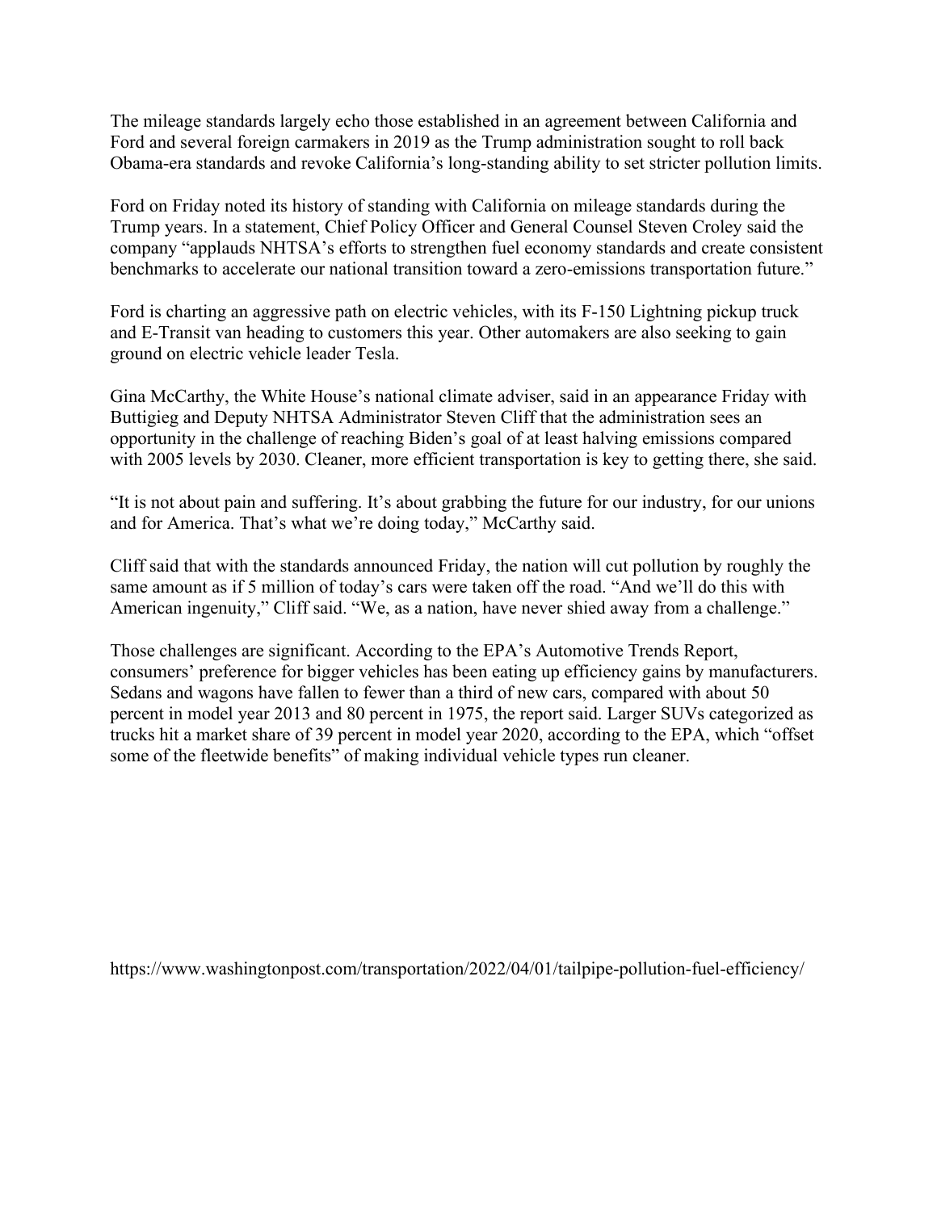The mileage standards largely echo those established in an agreement between California and Ford and several foreign carmakers in 2019 as the Trump administration sought to roll back Obama-era standards and revoke California's long-standing ability to set stricter pollution limits.

Ford on Friday noted its history of standing with California on mileage standards during the Trump years. In a statement, Chief Policy Officer and General Counsel Steven Croley said the company "applauds NHTSA's efforts to strengthen fuel economy standards and create consistent benchmarks to accelerate our national transition toward a zero-emissions transportation future."

Ford is charting an aggressive path on electric vehicles, with its F-150 Lightning pickup truck and E-Transit van heading to customers this year. Other automakers are also seeking to gain ground on electric vehicle leader Tesla.

Gina McCarthy, the White House's national climate adviser, said in an appearance Friday with Buttigieg and Deputy NHTSA Administrator Steven Cliff that the administration sees an opportunity in the challenge of reaching Biden's goal of at least halving emissions compared with 2005 levels by 2030. Cleaner, more efficient transportation is key to getting there, she said.

"It is not about pain and suffering. It's about grabbing the future for our industry, for our unions and for America. That's what we're doing today," McCarthy said.

Cliff said that with the standards announced Friday, the nation will cut pollution by roughly the same amount as if 5 million of today's cars were taken off the road. "And we'll do this with American ingenuity," Cliff said. "We, as a nation, have never shied away from a challenge."

Those challenges are significant. According to the EPA's Automotive Trends Report, consumers' preference for bigger vehicles has been eating up efficiency gains by manufacturers. Sedans and wagons have fallen to fewer than a third of new cars, compared with about 50 percent in model year 2013 and 80 percent in 1975, the report said. Larger SUVs categorized as trucks hit a market share of 39 percent in model year 2020, according to the EPA, which "offset some of the fleetwide benefits" of making individual vehicle types run cleaner.

https://www.washingtonpost.com/transportation/2022/04/01/tailpipe-pollution-fuel-efficiency/